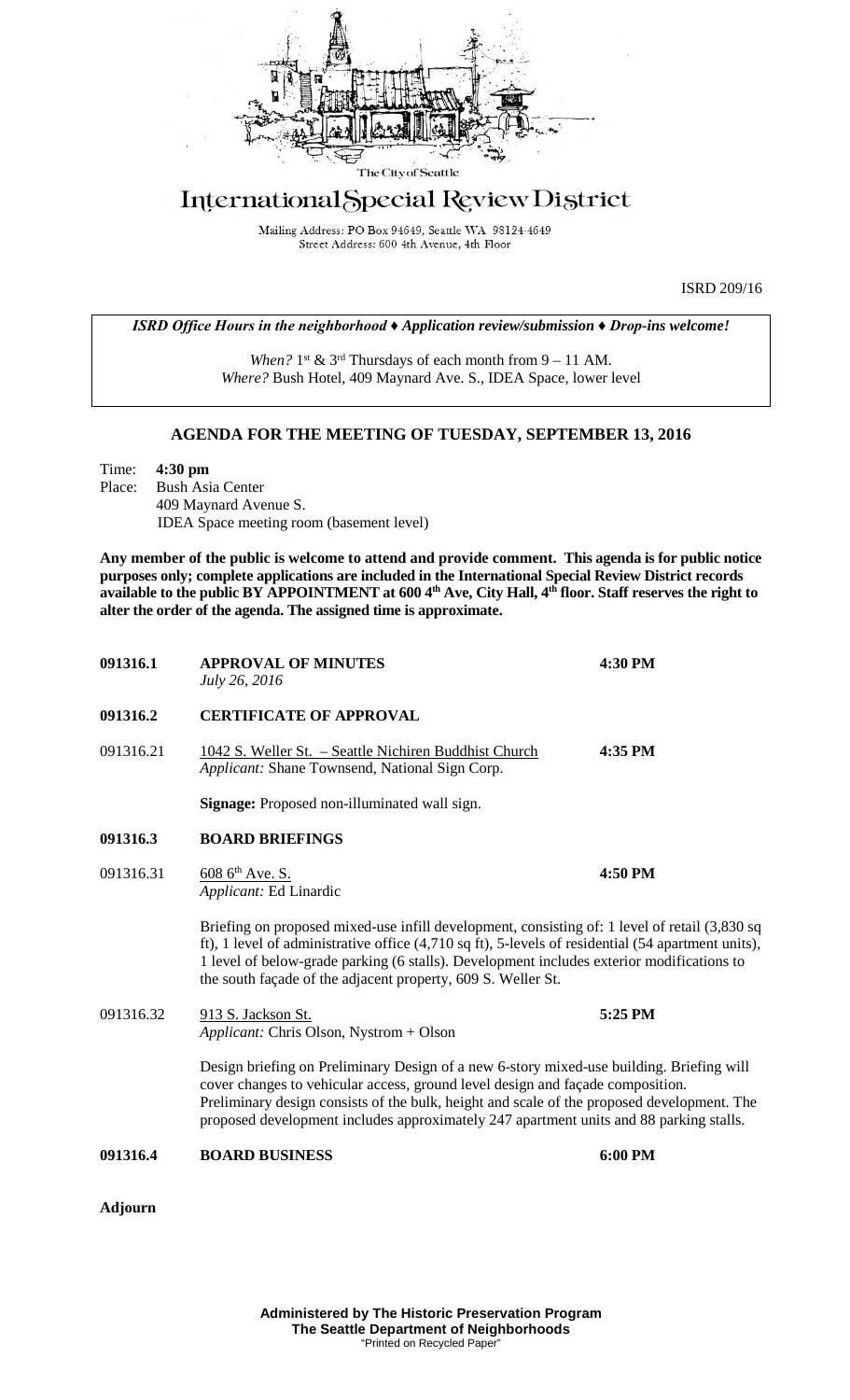The City of Seattle

# International Special Review District

Mailing Address: PO Box 94649, Seattle WA 98124-4649
Street Address: 600 4th Avenue, 4th Floor

ISRD 209/16

***ISRD Office Hours in the neighborhood ♦ Application review/submission ♦ Drop-ins welcome!***

*When?* 1st & 3rd Thursdays of each month from 9 – 11 AM.
*Where?* Bush Hotel, 409 Maynard Ave. S., IDEA Space, lower level

## AGENDA FOR THE MEETING OF TUESDAY, SEPTEMBER 13, 2016

Time: **4:30 pm**
Place: Bush Asia Center
409 Maynard Avenue S.
IDEA Space meeting room (basement level)

**Any member of the public is welcome to attend and provide comment. This agenda is for public notice purposes only; complete applications are included in the International Special Review District records available to the public BY APPOINTMENT at 600 4th Ave, City Hall, 4th floor. Staff reserves the right to alter the order of the agenda. The assigned time is approximate.**

**091316.1 APPROVAL OF MINUTES** — **4:30 PM**
*July 26, 2016*

**091316.2 CERTIFICATE OF APPROVAL**

091316.21 1042 S. Weller St. – Seattle Nichiren Buddhist Church — **4:35 PM**
*Applicant:* Shane Townsend, National Sign Corp.

**Signage:** Proposed non-illuminated wall sign.

**091316.3 BOARD BRIEFINGS**

091316.31 608 6th Ave. S. — **4:50 PM**
*Applicant:* Ed Linardic

Briefing on proposed mixed-use infill development, consisting of: 1 level of retail (3,830 sq ft), 1 level of administrative office (4,710 sq ft), 5-levels of residential (54 apartment units), 1 level of below-grade parking (6 stalls). Development includes exterior modifications to the south façade of the adjacent property, 609 S. Weller St.

091316.32 913 S. Jackson St. — **5:25 PM**
*Applicant:* Chris Olson, Nystrom + Olson

Design briefing on Preliminary Design of a new 6-story mixed-use building. Briefing will cover changes to vehicular access, ground level design and façade composition. Preliminary design consists of the bulk, height and scale of the proposed development. The proposed development includes approximately 247 apartment units and 88 parking stalls.

**091316.4 BOARD BUSINESS** — **6:00 PM**

**Adjourn**

**Administered by The Historic Preservation Program**
**The Seattle Department of Neighborhoods**
"Printed on Recycled Paper"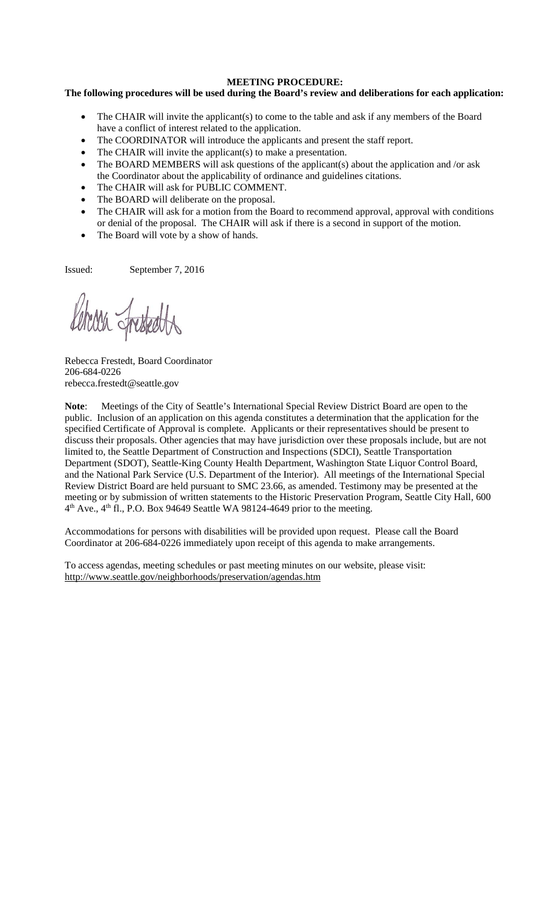**MEETING PROCEDURE:**

**The following procedures will be used during the Board's review and deliberations for each application:**

- The CHAIR will invite the applicant(s) to come to the table and ask if any members of the Board have a conflict of interest related to the application.
- The COORDINATOR will introduce the applicants and present the staff report.
- The CHAIR will invite the applicant(s) to make a presentation.
- The BOARD MEMBERS will ask questions of the applicant(s) about the application and /or ask the Coordinator about the applicability of ordinance and guidelines citations.
- The CHAIR will ask for PUBLIC COMMENT.
- The BOARD will deliberate on the proposal.
- The CHAIR will ask for a motion from the Board to recommend approval, approval with conditions or denial of the proposal. The CHAIR will ask if there is a second in support of the motion.
- The Board will vote by a show of hands.

Issued: September 7, 2016

Rebecca Frestedt, Board Coordinator
206-684-0226
rebecca.frestedt@seattle.gov

**Note**: Meetings of the City of Seattle's International Special Review District Board are open to the public. Inclusion of an application on this agenda constitutes a determination that the application for the specified Certificate of Approval is complete. Applicants or their representatives should be present to discuss their proposals. Other agencies that may have jurisdiction over these proposals include, but are not limited to, the Seattle Department of Construction and Inspections (SDCI), Seattle Transportation Department (SDOT), Seattle-King County Health Department, Washington State Liquor Control Board, and the National Park Service (U.S. Department of the Interior). All meetings of the International Special Review District Board are held pursuant to SMC 23.66, as amended. Testimony may be presented at the meeting or by submission of written statements to the Historic Preservation Program, Seattle City Hall, 600 4th Ave., 4th fl., P.O. Box 94649 Seattle WA 98124-4649 prior to the meeting.

Accommodations for persons with disabilities will be provided upon request. Please call the Board Coordinator at 206-684-0226 immediately upon receipt of this agenda to make arrangements.

To access agendas, meeting schedules or past meeting minutes on our website, please visit:
http://www.seattle.gov/neighborhoods/preservation/agendas.htm